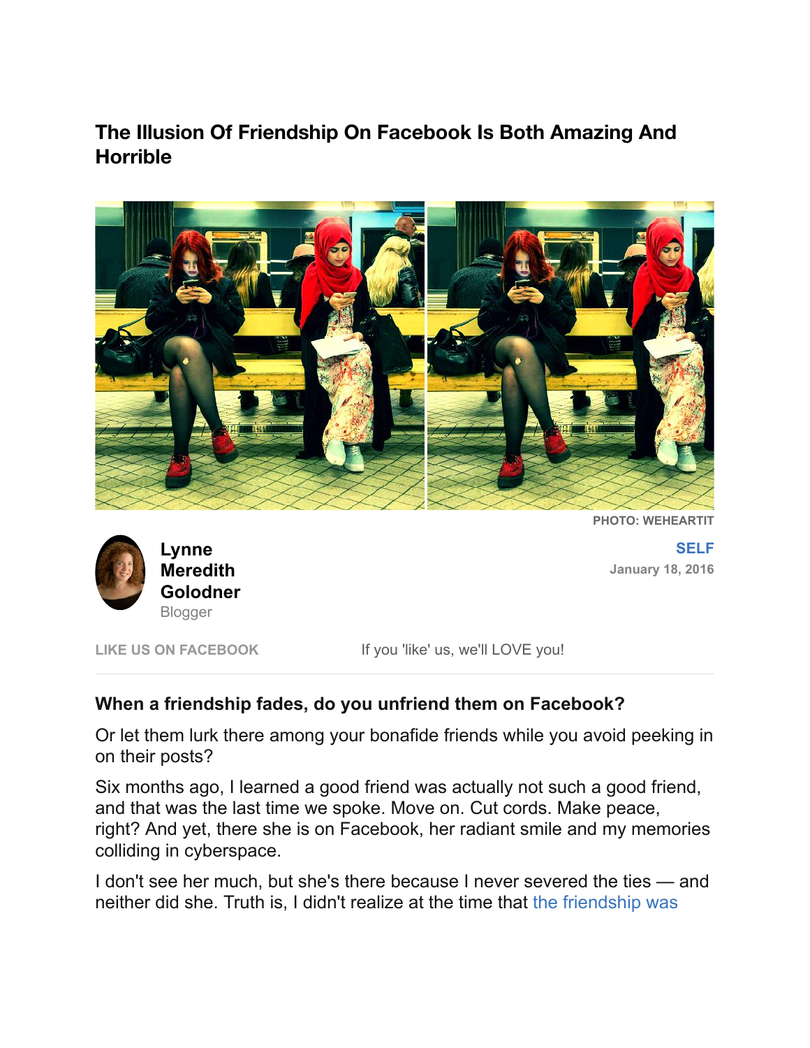# The Illusion Of Friendship On Facebook Is Both Amazing And Horrible

PHOTO: WEHEARTIT

**Lynne Meredith Golodner**
Blogger

SELF
January 18, 2016

LIKE US ON FACEBOOK    If you 'like' us, we'll LOVE you!

### When a friendship fades, do you unfriend them on Facebook?

Or let them lurk there among your bonafide friends while you avoid peeking in on their posts?

Six months ago, I learned a good friend was actually not such a good friend, and that was the last time we spoke. Move on. Cut cords. Make peace, right? And yet, there she is on Facebook, her radiant smile and my memories colliding in cyberspace.

I don't see her much, but she's there because I never severed the ties — and neither did she. Truth is, I didn't realize at the time that the friendship was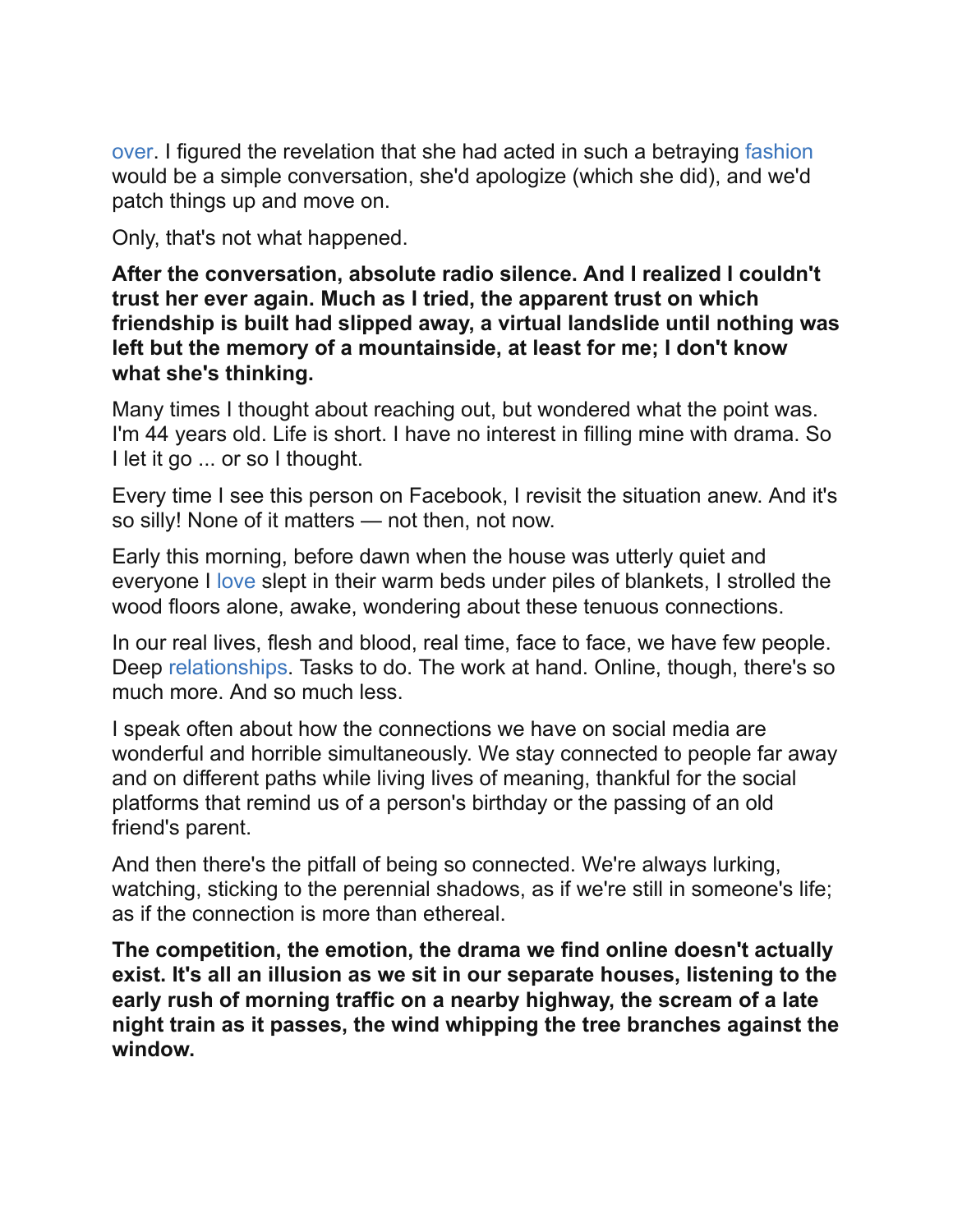over. I figured the revelation that she had acted in such a betraying fashion would be a simple conversation, she'd apologize (which she did), and we'd patch things up and move on.

Only, that's not what happened.

**After the conversation, absolute radio silence. And I realized I couldn't trust her ever again. Much as I tried, the apparent trust on which friendship is built had slipped away, a virtual landslide until nothing was left but the memory of a mountainside, at least for me; I don't know what she's thinking.**

Many times I thought about reaching out, but wondered what the point was. I'm 44 years old. Life is short. I have no interest in filling mine with drama. So I let it go ... or so I thought.

Every time I see this person on Facebook, I revisit the situation anew. And it's so silly! None of it matters — not then, not now.

Early this morning, before dawn when the house was utterly quiet and everyone I love slept in their warm beds under piles of blankets, I strolled the wood floors alone, awake, wondering about these tenuous connections.

In our real lives, flesh and blood, real time, face to face, we have few people. Deep relationships. Tasks to do. The work at hand. Online, though, there's so much more. And so much less.

I speak often about how the connections we have on social media are wonderful and horrible simultaneously. We stay connected to people far away and on different paths while living lives of meaning, thankful for the social platforms that remind us of a person's birthday or the passing of an old friend's parent.

And then there's the pitfall of being so connected. We're always lurking, watching, sticking to the perennial shadows, as if we're still in someone's life; as if the connection is more than ethereal.

**The competition, the emotion, the drama we find online doesn't actually exist. It's all an illusion as we sit in our separate houses, listening to the early rush of morning traffic on a nearby highway, the scream of a late night train as it passes, the wind whipping the tree branches against the window.**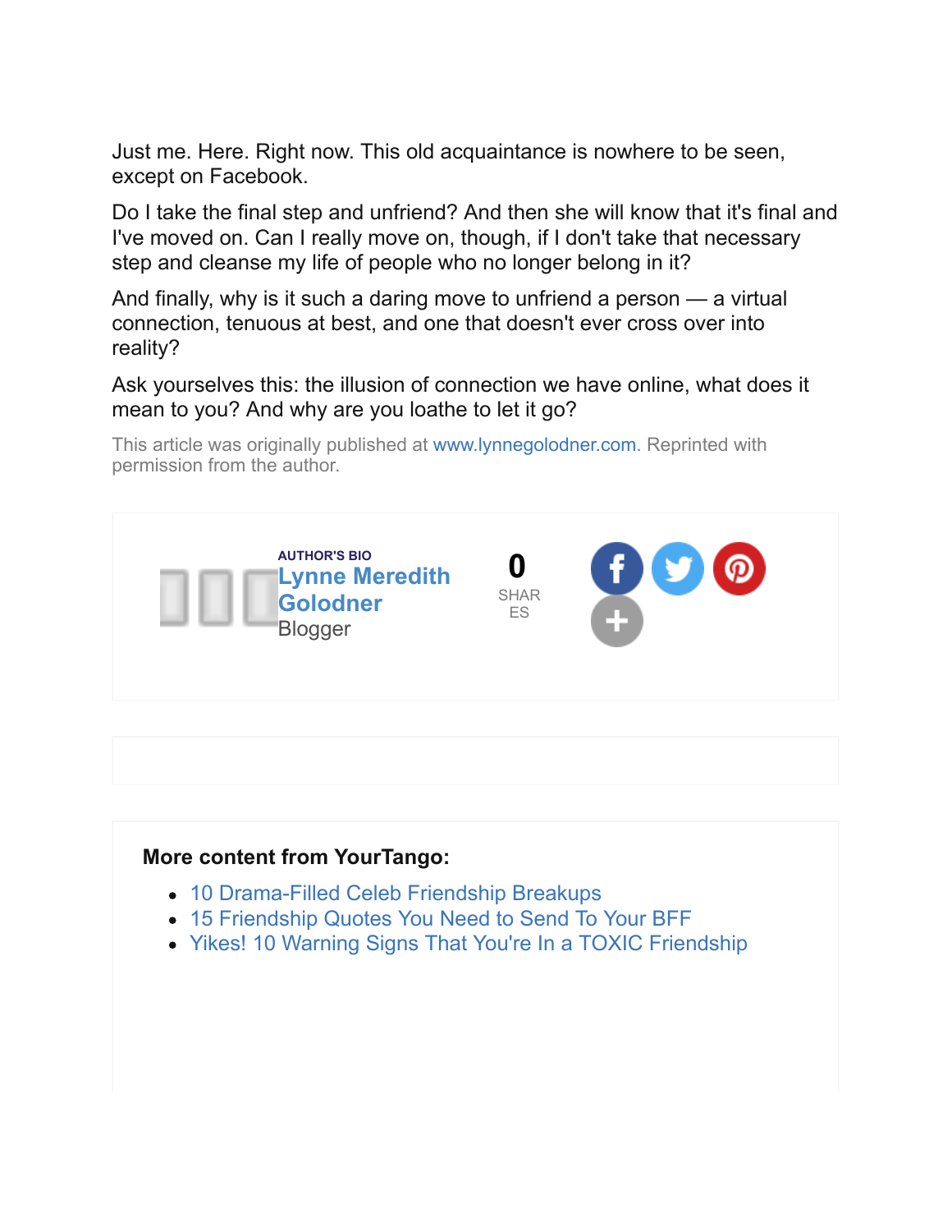Just me. Here. Right now. This old acquaintance is nowhere to be seen, except on Facebook.

Do I take the final step and unfriend? And then she will know that it's final and I've moved on. Can I really move on, though, if I don't take that necessary step and cleanse my life of people who no longer belong in it?

And finally, why is it such a daring move to unfriend a person — a virtual connection, tenuous at best, and one that doesn't ever cross over into reality?

Ask yourselves this: the illusion of connection we have online, what does it mean to you? And why are you loathe to let it go?

This article was originally published at www.lynnegolodner.com. Reprinted with permission from the author.

AUTHOR'S BIO

**Lynne Meredith Golodner**

Blogger

0 SHARES

**More content from YourTango:**

- 10 Drama-Filled Celeb Friendship Breakups
- 15 Friendship Quotes You Need to Send To Your BFF
- Yikes! 10 Warning Signs That You're In a TOXIC Friendship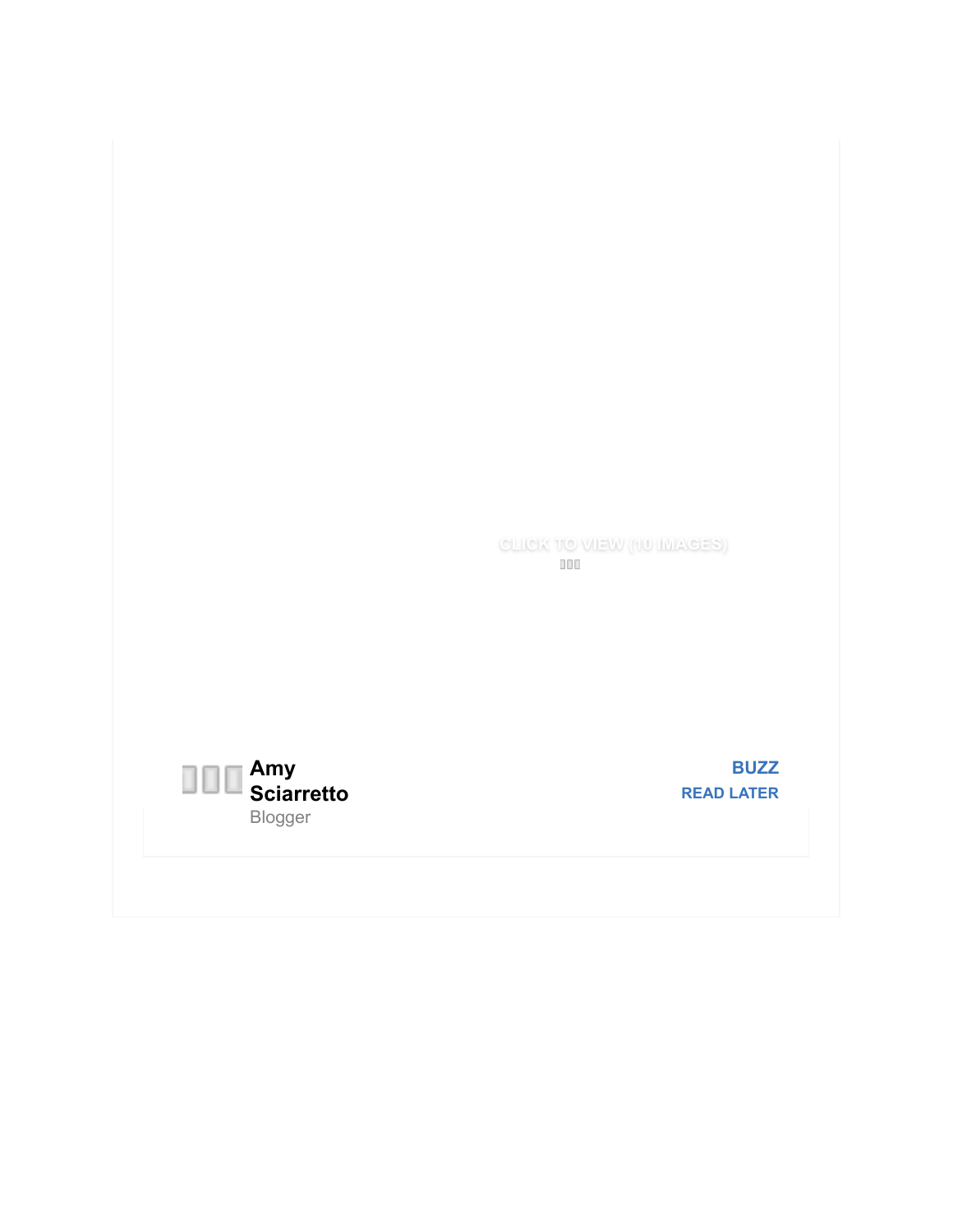CLICK TO VIEW (10 IMAGES)

**Amy Sciarretto**
Blogger

**BUZZ**
**READ LATER**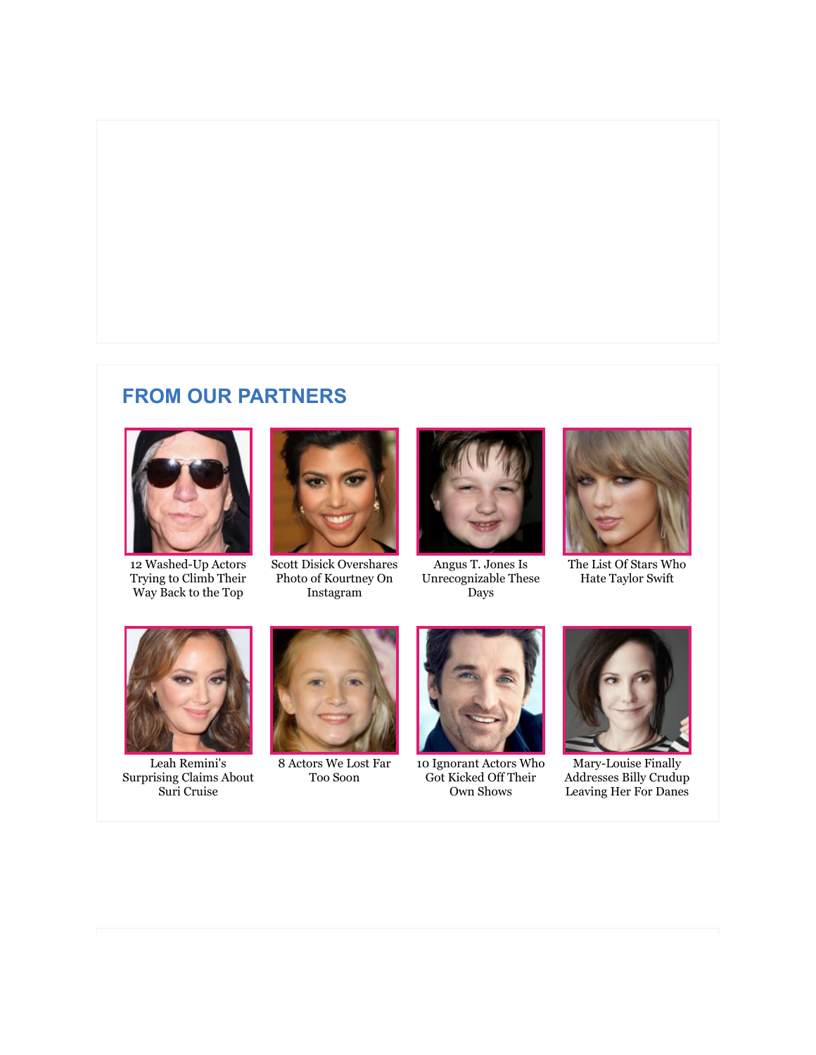## FROM OUR PARTNERS

12 Washed-Up Actors Trying to Climb Their Way Back to the Top

Scott Disick Overshares Photo of Kourtney On Instagram

Angus T. Jones Is Unrecognizable These Days

The List Of Stars Who Hate Taylor Swift

Leah Remini's Surprising Claims About Suri Cruise

8 Actors We Lost Far Too Soon

10 Ignorant Actors Who Got Kicked Off Their Own Shows

Mary-Louise Finally Addresses Billy Crudup Leaving Her For Danes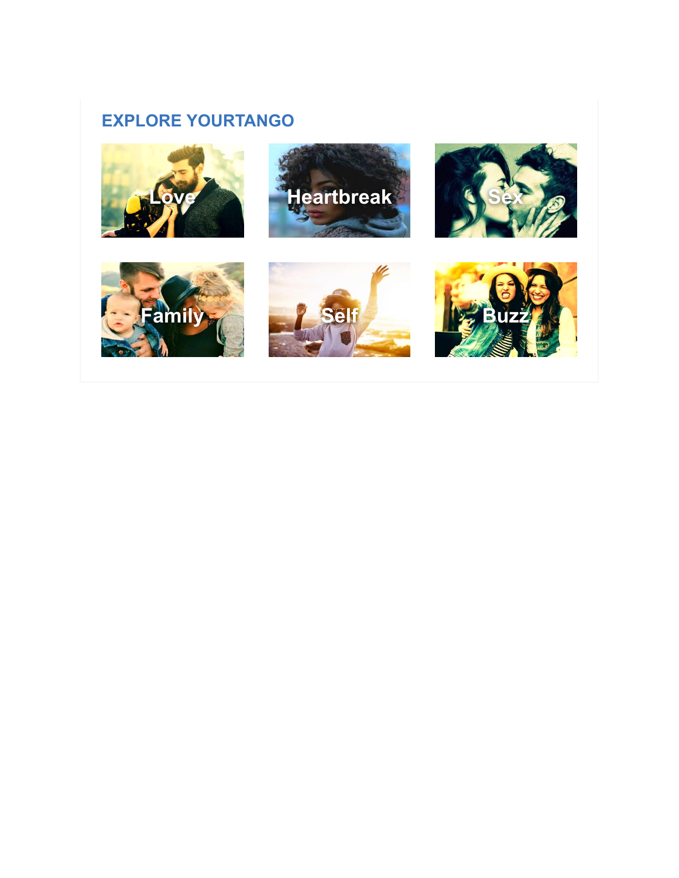## EXPLORE YOURTANGO

Love

Heartbreak

Sex

Family

Self

Buzz